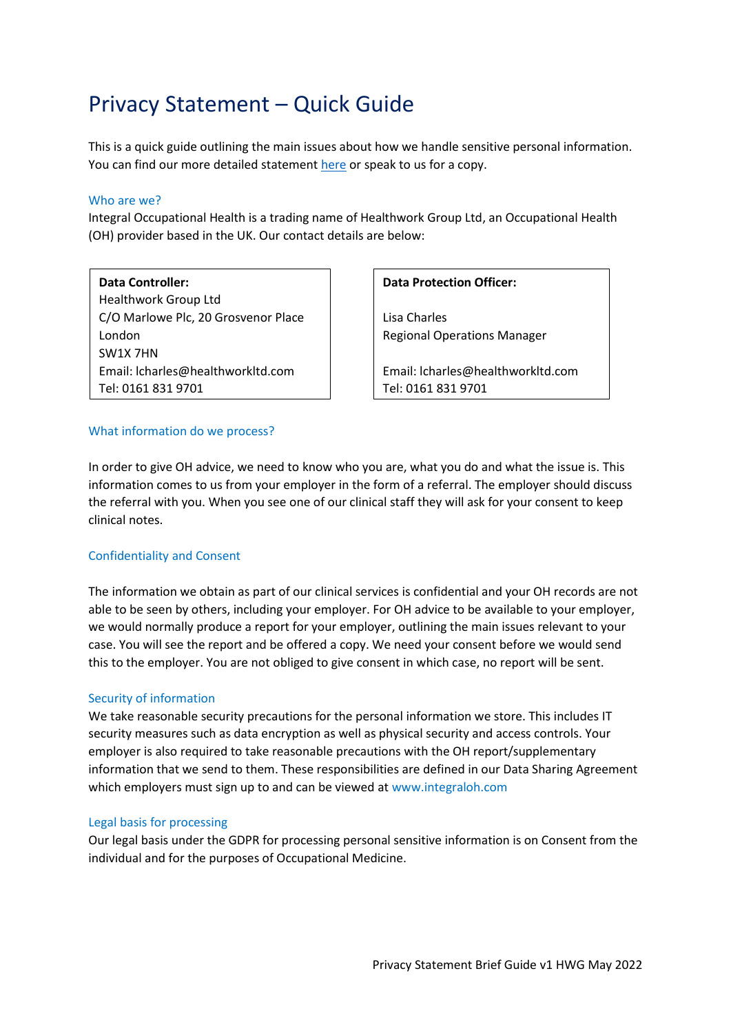# Privacy Statement – Quick Guide

This is a quick guide outlining the main issues about how we handle sensitive personal information. You can find our more detailed statement here or speak to us for a copy.

## Who are we?

Integral Occupational Health is a trading name of Healthwork Group Ltd, an Occupational Health (OH) provider based in the UK. Our contact details are below:

**Data Controller:**
Healthwork Group Ltd
C/O Marlowe Plc, 20 Grosvenor Place
London
SW1X 7HN
Email: lcharles@healthworkltd.com
Tel: 0161 831 9701

**Data Protection Officer:**

Lisa Charles
Regional Operations Manager

Email: lcharles@healthworkltd.com
Tel: 0161 831 9701

## What information do we process?

In order to give OH advice, we need to know who you are, what you do and what the issue is. This information comes to us from your employer in the form of a referral. The employer should discuss the referral with you. When you see one of our clinical staff they will ask for your consent to keep clinical notes.

## Confidentiality and Consent

The information we obtain as part of our clinical services is confidential and your OH records are not able to be seen by others, including your employer. For OH advice to be available to your employer, we would normally produce a report for your employer, outlining the main issues relevant to your case. You will see the report and be offered a copy. We need your consent before we would send this to the employer. You are not obliged to give consent in which case, no report will be sent.

## Security of information

We take reasonable security precautions for the personal information we store. This includes IT security measures such as data encryption as well as physical security and access controls. Your employer is also required to take reasonable precautions with the OH report/supplementary information that we send to them. These responsibilities are defined in our Data Sharing Agreement which employers must sign up to and can be viewed at www.integraloh.com

## Legal basis for processing

Our legal basis under the GDPR for processing personal sensitive information is on Consent from the individual and for the purposes of Occupational Medicine.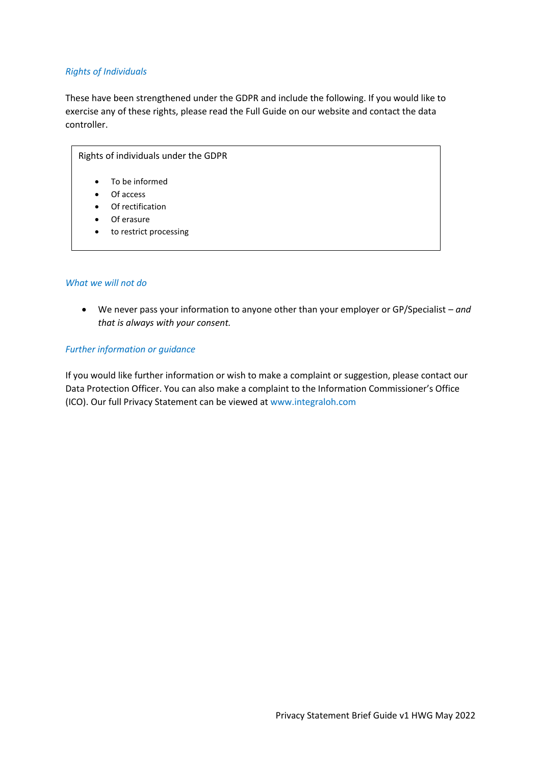## *Rights of Individuals*

These have been strengthened under the GDPR and include the following. If you would like to exercise any of these rights, please read the Full Guide on our website and contact the data controller.

Rights of individuals under the GDPR

- To be informed
- Of access
- Of rectification
- Of erasure
- to restrict processing

## *What we will not do*

- We never pass your information to anyone other than your employer or GP/Specialist – *and that is always with your consent.*

## *Further information or guidance*

If you would like further information or wish to make a complaint or suggestion, please contact our Data Protection Officer. You can also make a complaint to the Information Commissioner's Office (ICO). Our full Privacy Statement can be viewed at www.integraloh.com

Privacy Statement Brief Guide v1 HWG May 2022